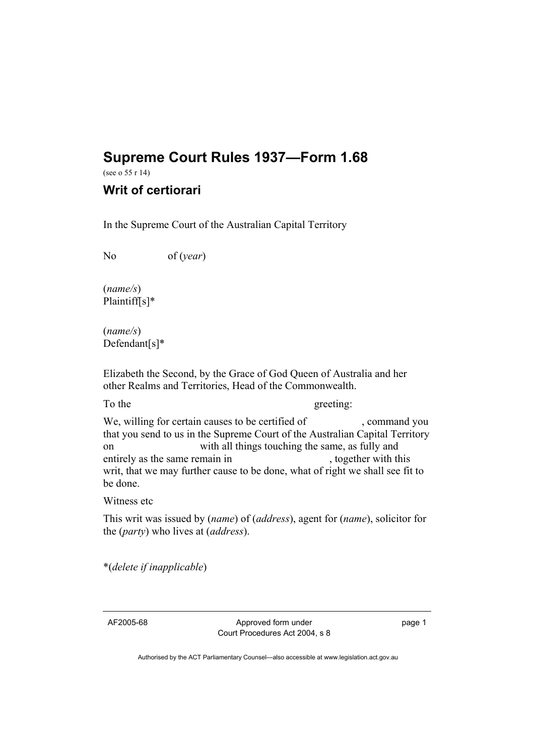# Supreme Court Rules 1937—Form 1.68

(see o 55 r 14)

## Writ of certiorari

In the Supreme Court of the Australian Capital Territory

No of (*year*)

(*name/s*)
Plaintiff[s]*

(*name/s*)
Defendant[s]*

Elizabeth the Second, by the Grace of God Queen of Australia and her other Realms and Territories, Head of the Commonwealth.

To the greeting:

We, willing for certain causes to be certified of , command you that you send to us in the Supreme Court of the Australian Capital Territory on with all things touching the same, as fully and entirely as the same remain in , together with this writ, that we may further cause to be done, what of right we shall see fit to be done.

Witness etc

This writ was issued by (*name*) of (*address*), agent for (*name*), solicitor for the (*party*) who lives at (*address*).

*(*delete if inapplicable*)

AF2005-68 Approved form under Court Procedures Act 2004, s 8

Authorised by the ACT Parliamentary Counsel—also accessible at www.legislation.act.gov.au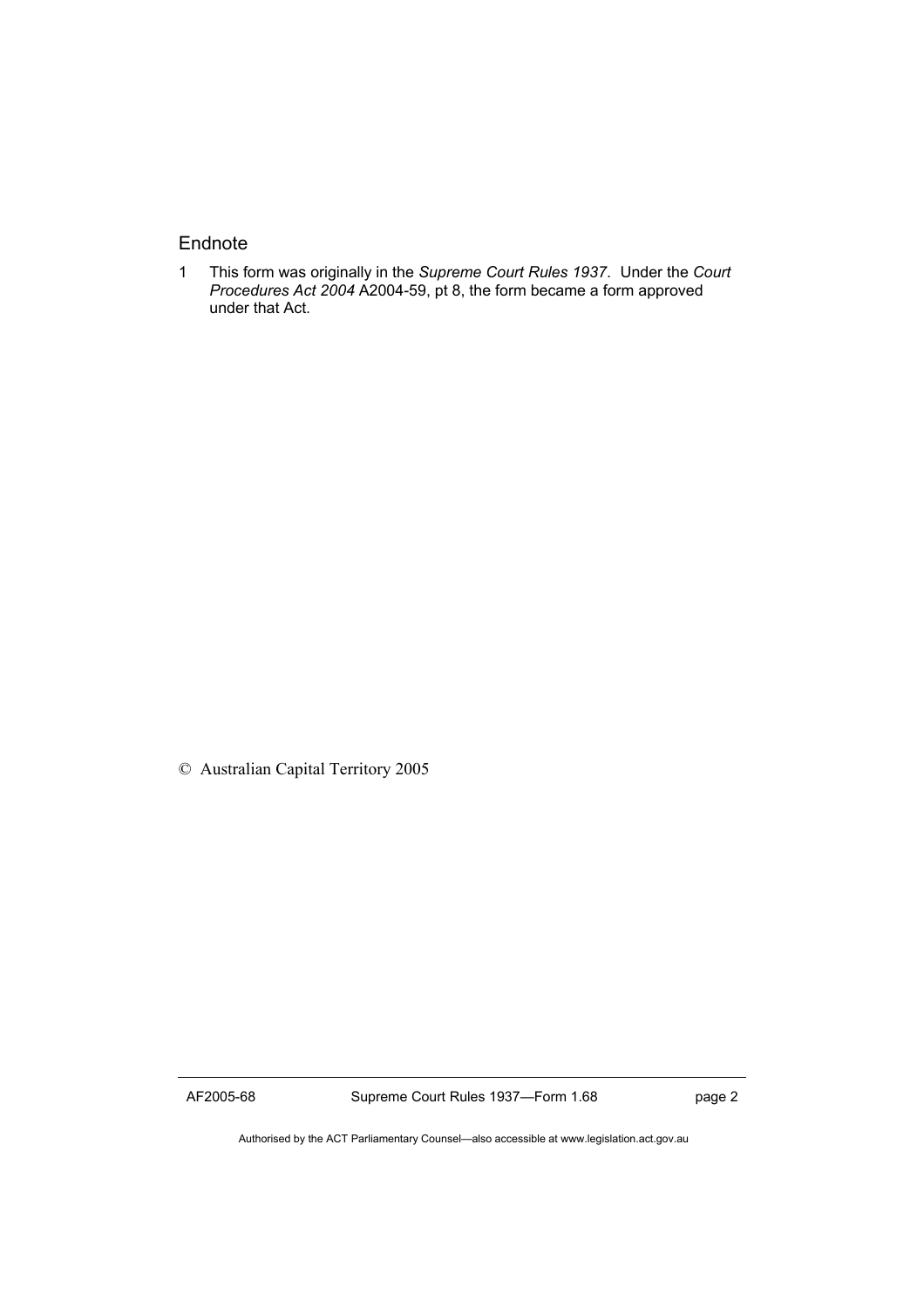## Endnote

1 This form was originally in the *Supreme Court Rules 1937*. Under the *Court Procedures Act 2004* A2004-59, pt 8, the form became a form approved under that Act.

© Australian Capital Territory 2005